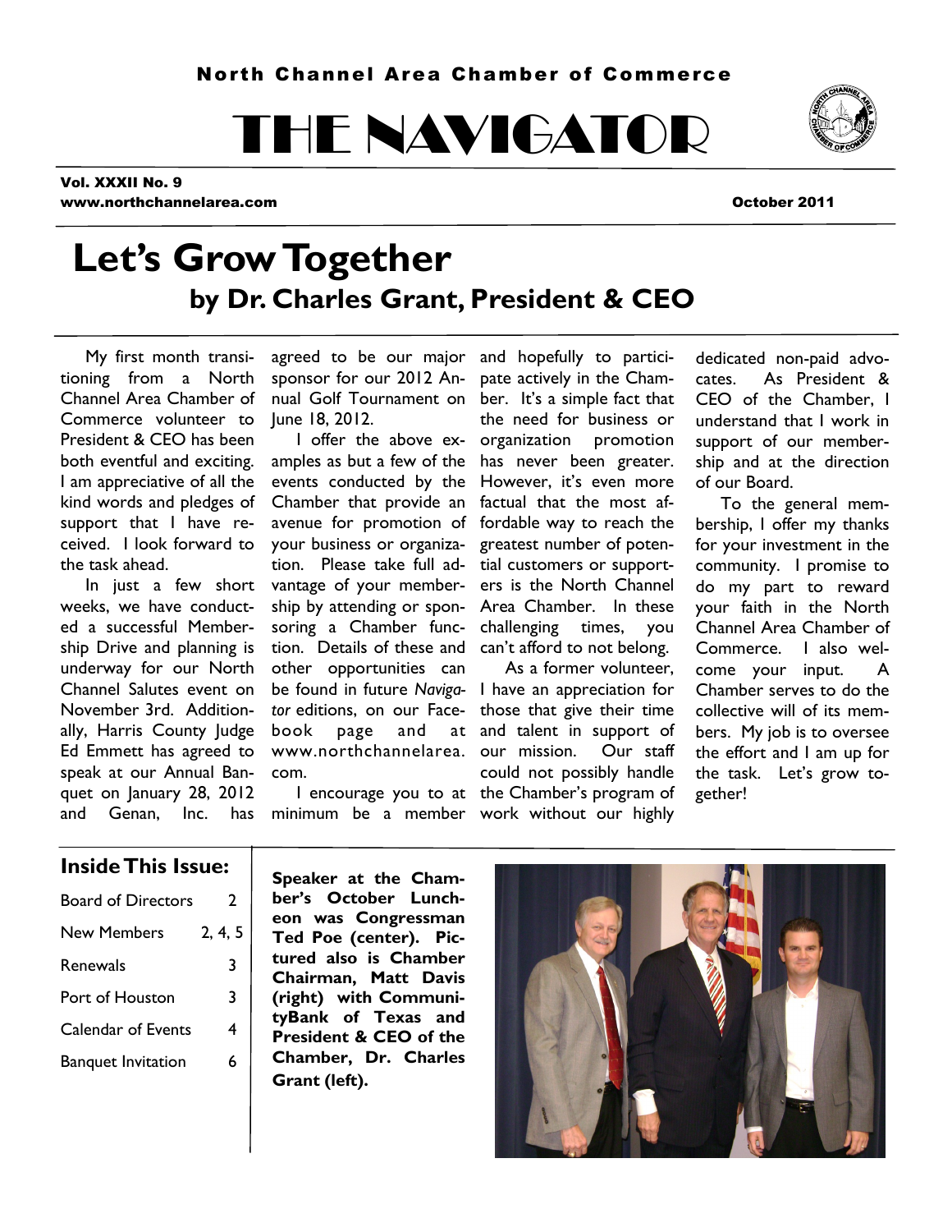North Channel Area Chamber of Commerce

# THE NAVIGATOR

**Vol. XXXII No. 9**
**www.northchannelarea.com**

**October 2011**

# Let's Grow Together

## by Dr. Charles Grant, President & CEO

My first month transitioning from a North Channel Area Chamber of Commerce volunteer to President & CEO has been both eventful and exciting. I am appreciative of all the kind words and pledges of support that I have received. I look forward to the task ahead.

In just a few short weeks, we have conducted a successful Membership Drive and planning is underway for our North Channel Salutes event on November 3rd. Additionally, Harris County Judge Ed Emmett has agreed to speak at our Annual Banquet on January 28, 2012 and Genan, Inc. has agreed to be our major sponsor for our 2012 Annual Golf Tournament on June 18, 2012.

I offer the above examples as but a few of the events conducted by the Chamber that provide an avenue for promotion of your business or organization. Please take full advantage of your membership by attending or sponsoring a Chamber function. Details of these and other opportunities can be found in future *Navigator* editions, on our Facebook page and at www.northchannelarea.com.

I encourage you to at minimum be a member and hopefully to participate actively in the Chamber. It's a simple fact that the need for business or organization promotion has never been greater. However, it's even more factual that the most affordable way to reach the greatest number of potential customers or supporters is the North Channel Area Chamber. In these challenging times, you can't afford to not belong.

As a former volunteer, I have an appreciation for those that give their time and talent in support of our mission. Our staff could not possibly handle the Chamber's program of work without our highly dedicated non-paid advocates. As President & CEO of the Chamber, I understand that I work in support of our membership and at the direction of our Board.

To the general membership, I offer my thanks for your investment in the community. I promise to do my part to reward your faith in the North Channel Area Chamber of Commerce. I also welcome your input. A Chamber serves to do the collective will of its members. My job is to oversee the effort and I am up for the task. Let's grow together!

### Inside This Issue:

| | |
|---|---|
| Board of Directors | 2 |
| New Members | 2, 4, 5 |
| Renewals | 3 |
| Port of Houston | 3 |
| Calendar of Events | 4 |
| Banquet Invitation | 6 |

**Speaker at the Chamber's October Luncheon was Congressman Ted Poe (center). Pictured also is Chamber Chairman, Matt Davis (right) with CommunityBank of Texas and President & CEO of the Chamber, Dr. Charles Grant (left).**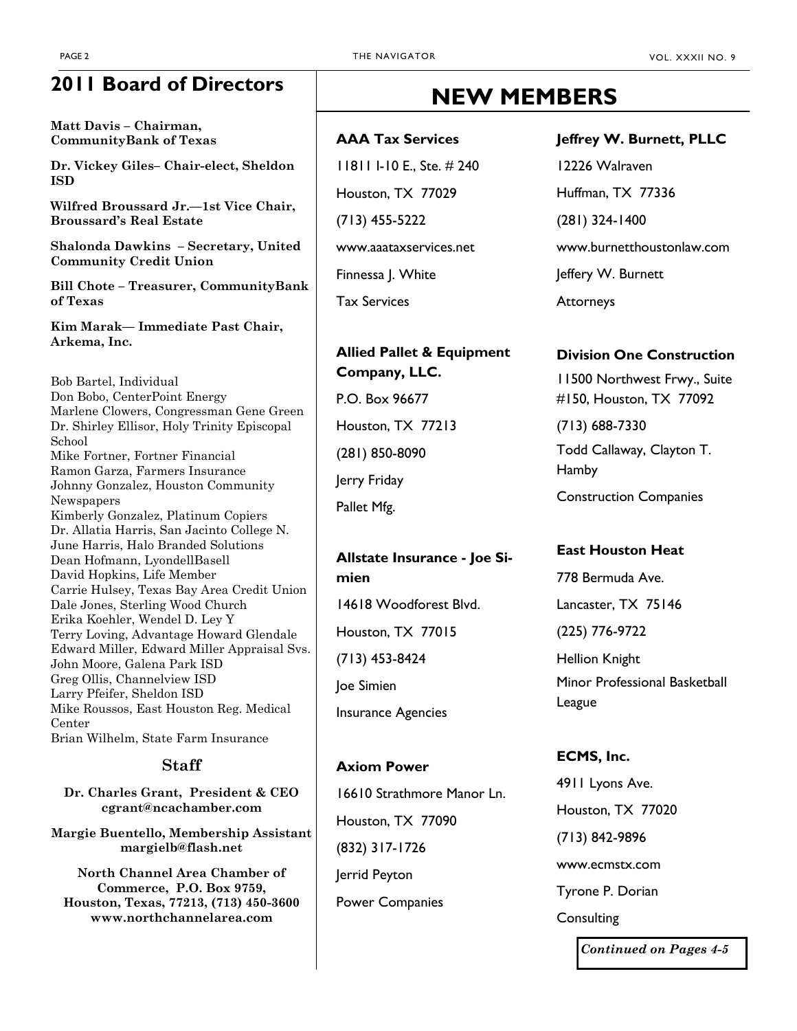## 2011 Board of Directors

**Matt Davis – Chairman, CommunityBank of Texas**

**Dr. Vickey Giles– Chair-elect, Sheldon ISD**

**Wilfred Broussard Jr.—1st Vice Chair, Broussard's Real Estate**

**Shalonda Dawkins – Secretary, United Community Credit Union**

**Bill Chote – Treasurer, CommunityBank of Texas**

**Kim Marak— Immediate Past Chair, Arkema, Inc.**

Bob Bartel, Individual
Don Bobo, CenterPoint Energy
Marlene Clowers, Congressman Gene Green
Dr. Shirley Ellisor, Holy Trinity Episcopal School
Mike Fortner, Fortner Financial
Ramon Garza, Farmers Insurance
Johnny Gonzalez, Houston Community Newspapers
Kimberly Gonzalez, Platinum Copiers
Dr. Allatia Harris, San Jacinto College N.
June Harris, Halo Branded Solutions
Dean Hofmann, LyondellBasell
David Hopkins, Life Member
Carrie Hulsey, Texas Bay Area Credit Union
Dale Jones, Sterling Wood Church
Erika Koehler, Wendel D. Ley Y
Terry Loving, Advantage Howard Glendale
Edward Miller, Edward Miller Appraisal Svs.
John Moore, Galena Park ISD
Greg Ollis, Channelview ISD
Larry Pfeifer, Sheldon ISD
Mike Roussos, East Houston Reg. Medical Center
Brian Wilhelm, State Farm Insurance

### Staff

**Dr. Charles Grant, President & CEO**
**cgrant@ncachamber.com**

**Margie Buentello, Membership Assistant**
**margielb@flash.net**

**North Channel Area Chamber of Commerce, P.O. Box 9759, Houston, Texas, 77213, (713) 450-3600**
**www.northchannelarea.com**

# NEW MEMBERS

**AAA Tax Services**
11811 I-10 E., Ste. # 240
Houston, TX 77029
(713) 455-5222
www.aaataxservices.net
Finnessa J. White
Tax Services

**Allied Pallet & Equipment Company, LLC.**
P.O. Box 96677
Houston, TX 77213
(281) 850-8090
Jerry Friday
Pallet Mfg.

**Allstate Insurance - Joe Simien**
14618 Woodforest Blvd.
Houston, TX 77015
(713) 453-8424
Joe Simien
Insurance Agencies

**Axiom Power**
16610 Strathmore Manor Ln.
Houston, TX 77090
(832) 317-1726
Jerrid Peyton
Power Companies

**Jeffrey W. Burnett, PLLC**
12226 Walraven
Huffman, TX 77336
(281) 324-1400
www.burnetthoustonlaw.com
Jeffery W. Burnett
Attorneys

**Division One Construction**
11500 Northwest Frwy., Suite #150, Houston, TX 77092
(713) 688-7330
Todd Callaway, Clayton T. Hamby
Construction Companies

**East Houston Heat**
778 Bermuda Ave.
Lancaster, TX 75146
(225) 776-9722
Hellion Knight
Minor Professional Basketball League

**ECMS, Inc.**
4911 Lyons Ave.
Houston, TX 77020
(713) 842-9896
www.ecmstx.com
Tyrone P. Dorian
Consulting

*Continued on Pages 4-5*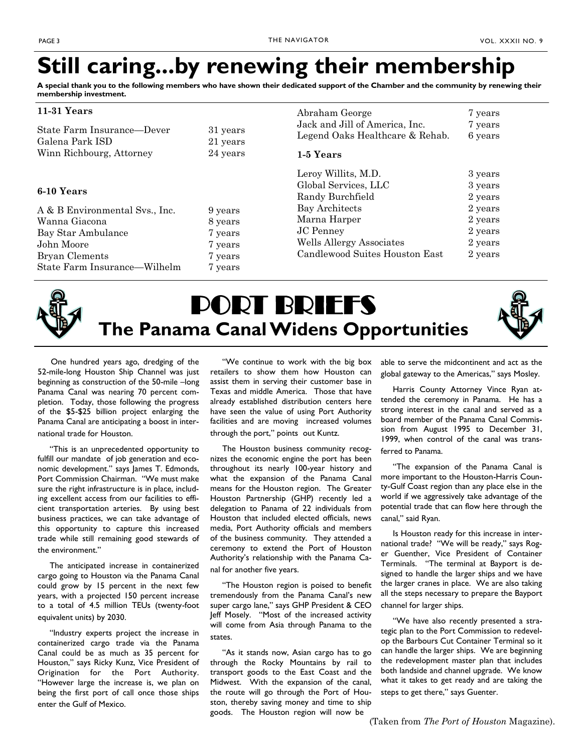# Still caring...by renewing their membership

**A special thank you to the following members who have shown their dedicated support of the Chamber and the community by renewing their membership investment.**

### 11-31 Years

| | |
|---|---|
| State Farm Insurance—Dever | 31 years |
| Galena Park ISD | 21 years |
| Winn Richbourg, Attorney | 24 years |

### 6-10 Years

| | |
|---|---|
| A & B Environmental Svs., Inc. | 9 years |
| Wanna Giacona | 8 years |
| Bay Star Ambulance | 7 years |
| John Moore | 7 years |
| Bryan Clements | 7 years |
| State Farm Insurance—Wilhelm | 7 years |
| Abraham George | 7 years |
| Jack and Jill of America, Inc. | 7 years |
| Legend Oaks Healthcare & Rehab. | 6 years |

### 1-5 Years

| | |
|---|---|
| Leroy Willits, M.D. | 3 years |
| Global Services, LLC | 3 years |
| Randy Burchfield | 2 years |
| Bay Architects | 2 years |
| Marna Harper | 2 years |
| JC Penney | 2 years |
| Wells Allergy Associates | 2 years |
| Candlewood Suites Houston East | 2 years |

# PORT BRIEFS

## The Panama Canal Widens Opportunities

One hundred years ago, dredging of the 52-mile-long Houston Ship Channel was just beginning as construction of the 50-mile –long Panama Canal was nearing 70 percent completion. Today, those following the progress of the $5-$25 billion project enlarging the Panama Canal are anticipating a boost in international trade for Houston.

"This is an unprecedented opportunity to fulfill our mandate of job generation and economic development." says James T. Edmonds, Port Commission Chairman. "We must make sure the right infrastructure is in place, including excellent access from our facilities to efficient transportation arteries. By using best business practices, we can take advantage of this opportunity to capture this increased trade while still remaining good stewards of the environment."

The anticipated increase in containerized cargo going to Houston via the Panama Canal could grow by 15 percent in the next few years, with a projected 150 percent increase to a total of 4.5 million TEUs (twenty-foot equivalent units) by 2030.

"Industry experts project the increase in containerized cargo trade via the Panama Canal could be as much as 35 percent for Houston," says Ricky Kunz, Vice President of Origination for the Port Authority. "However large the increase is, we plan on being the first port of call once those ships enter the Gulf of Mexico.

"We continue to work with the big box retailers to show them how Houston can assist them in serving their customer base in Texas and middle America. Those that have already established distribution centers here have seen the value of using Port Authority facilities and are moving increased volumes through the port," points out Kuntz.

The Houston business community recognizes the economic engine the port has been throughout its nearly 100-year history and what the expansion of the Panama Canal means for the Houston region. The Greater Houston Partnership (GHP) recently led a delegation to Panama of 22 individuals from Houston that included elected officials, news media, Port Authority officials and members of the business community. They attended a ceremony to extend the Port of Houston Authority's relationship with the Panama Canal for another five years.

"The Houston region is poised to benefit tremendously from the Panama Canal's new super cargo lane," says GHP President & CEO Jeff Mosely. "Most of the increased activity will come from Asia through Panama to the states.

"As it stands now, Asian cargo has to go through the Rocky Mountains by rail to transport goods to the East Coast and the Midwest. With the expansion of the canal, the route will go through the Port of Houston, thereby saving money and time to ship goods. The Houston region will now be able to serve the midcontinent and act as the global gateway to the Americas," says Mosley.

Harris County Attorney Vince Ryan attended the ceremony in Panama. He has a strong interest in the canal and served as a board member of the Panama Canal Commission from August 1995 to December 31, 1999, when control of the canal was transferred to Panama.

"The expansion of the Panama Canal is more important to the Houston-Harris County-Gulf Coast region than any place else in the world if we aggressively take advantage of the potential trade that can flow here through the canal," said Ryan.

Is Houston ready for this increase in international trade? "We will be ready," says Roger Guenther, Vice President of Container Terminals. "The terminal at Bayport is designed to handle the larger ships and we have the larger cranes in place. We are also taking all the steps necessary to prepare the Bayport channel for larger ships.

"We have also recently presented a strategic plan to the Port Commission to redevelop the Barbours Cut Container Terminal so it can handle the larger ships. We are beginning the redevelopment master plan that includes both landside and channel upgrade. We know what it takes to get ready and are taking the steps to get there," says Guenter.

(Taken from *The Port of Houston* Magazine).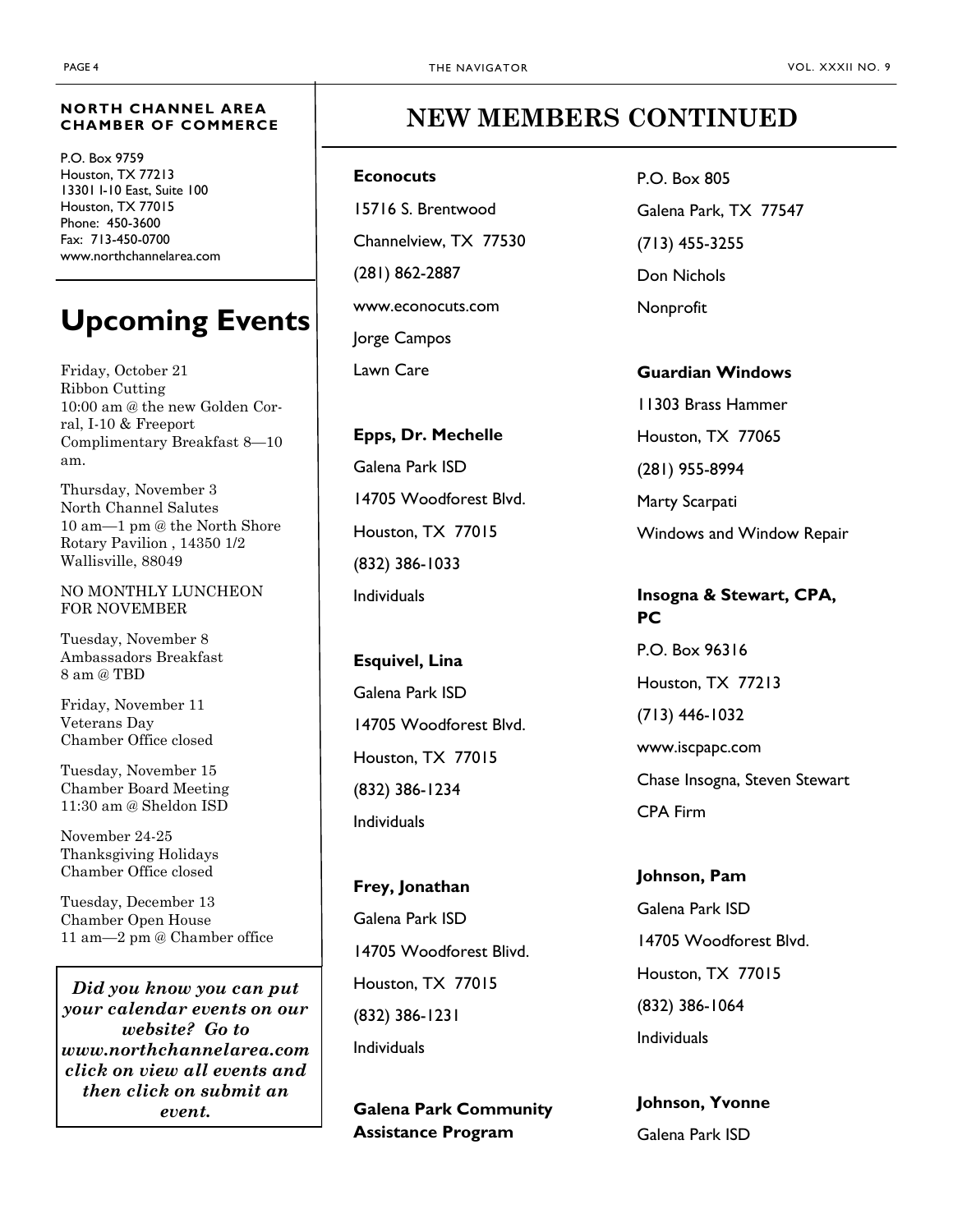**NORTH CHANNEL AREA CHAMBER OF COMMERCE**

P.O. Box 9759
Houston, TX 77213
13301 I-10 East, Suite 100
Houston, TX 77015
Phone: 450-3600
Fax: 713-450-0700
www.northchannelarea.com

# Upcoming Events

Friday, October 21
Ribbon Cutting
10:00 am @ the new Golden Corral, I-10 & Freeport
Complimentary Breakfast 8—10 am.

Thursday, November 3
North Channel Salutes
10 am—1 pm @ the North Shore Rotary Pavilion , 14350 1/2 Wallisville, 88049

NO MONTHLY LUNCHEON FOR NOVEMBER

Tuesday, November 8
Ambassadors Breakfast
8 am @ TBD

Friday, November 11
Veterans Day
Chamber Office closed

Tuesday, November 15
Chamber Board Meeting
11:30 am @ Sheldon ISD

November 24-25
Thanksgiving Holidays
Chamber Office closed

Tuesday, December 13
Chamber Open House
11 am—2 pm @ Chamber office

***Did you know you can put your calendar events on our website? Go to www.northchannelarea.com click on view all events and then click on submit an event.***

# NEW MEMBERS CONTINUED

**Econocuts**
15716 S. Brentwood
Channelview, TX 77530
(281) 862-2887
www.econocuts.com
Jorge Campos
Lawn Care

**Epps, Dr. Mechelle**
Galena Park ISD
14705 Woodforest Blvd.
Houston, TX 77015
(832) 386-1033
Individuals

**Esquivel, Lina**
Galena Park ISD
14705 Woodforest Blvd.
Houston, TX 77015
(832) 386-1234
Individuals

**Frey, Jonathan**
Galena Park ISD
14705 Woodforest Blivd.
Houston, TX 77015
(832) 386-1231
Individuals

**Galena Park Community Assistance Program**
P.O. Box 805
Galena Park, TX 77547
(713) 455-3255
Don Nichols
Nonprofit

**Guardian Windows**
11303 Brass Hammer
Houston, TX 77065
(281) 955-8994
Marty Scarpati
Windows and Window Repair

**Insogna & Stewart, CPA, PC**
P.O. Box 96316
Houston, TX 77213
(713) 446-1032
www.iscpapc.com
Chase Insogna, Steven Stewart
CPA Firm

**Johnson, Pam**
Galena Park ISD
14705 Woodforest Blvd.
Houston, TX 77015
(832) 386-1064
Individuals

**Johnson, Yvonne**
Galena Park ISD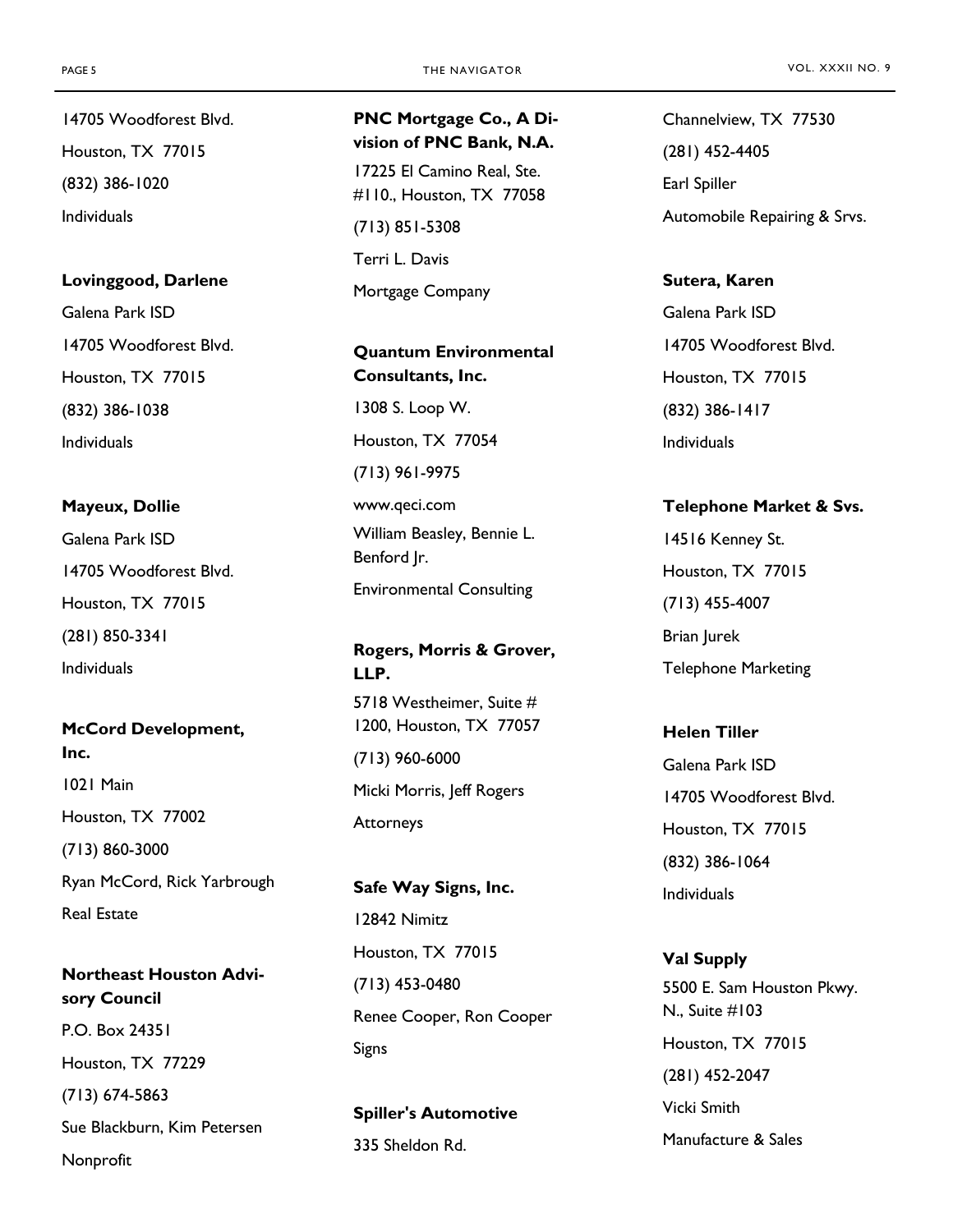14705 Woodforest Blvd.

Houston, TX 77015

(832) 386-1020

Individuals

**Lovinggood, Darlene**

Galena Park ISD

14705 Woodforest Blvd.

Houston, TX 77015

(832) 386-1038

Individuals

**Mayeux, Dollie**

Galena Park ISD

14705 Woodforest Blvd.

Houston, TX 77015

(281) 850-3341

Individuals

**McCord Development, Inc.**

1021 Main

Houston, TX 77002

(713) 860-3000

Ryan McCord, Rick Yarbrough

Real Estate

**Northeast Houston Advisory Council**

P.O. Box 24351

Houston, TX 77229

(713) 674-5863

Sue Blackburn, Kim Petersen

Nonprofit

**PNC Mortgage Co., A Division of PNC Bank, N.A.**

17225 El Camino Real, Ste. #110., Houston, TX 77058

(713) 851-5308

Terri L. Davis

Mortgage Company

**Quantum Environmental Consultants, Inc.**

1308 S. Loop W.

Houston, TX 77054

(713) 961-9975

www.qeci.com

William Beasley, Bennie L. Benford Jr.

Environmental Consulting

**Rogers, Morris & Grover, LLP.**

5718 Westheimer, Suite # 1200, Houston, TX 77057

(713) 960-6000

Micki Morris, Jeff Rogers

Attorneys

**Safe Way Signs, Inc.**

12842 Nimitz

Houston, TX 77015

(713) 453-0480

Renee Cooper, Ron Cooper

Signs

**Spiller's Automotive**

335 Sheldon Rd.

Channelview, TX 77530

(281) 452-4405

Earl Spiller

Automobile Repairing & Srvs.

**Sutera, Karen**

Galena Park ISD

14705 Woodforest Blvd.

Houston, TX 77015

(832) 386-1417

Individuals

**Telephone Market & Svs.**

14516 Kenney St.

Houston, TX 77015

(713) 455-4007

Brian Jurek

Telephone Marketing

**Helen Tiller**

Galena Park ISD

14705 Woodforest Blvd.

Houston, TX 77015

(832) 386-1064

Individuals

**Val Supply**

5500 E. Sam Houston Pkwy. N., Suite #103

Houston, TX 77015

(281) 452-2047

Vicki Smith

Manufacture & Sales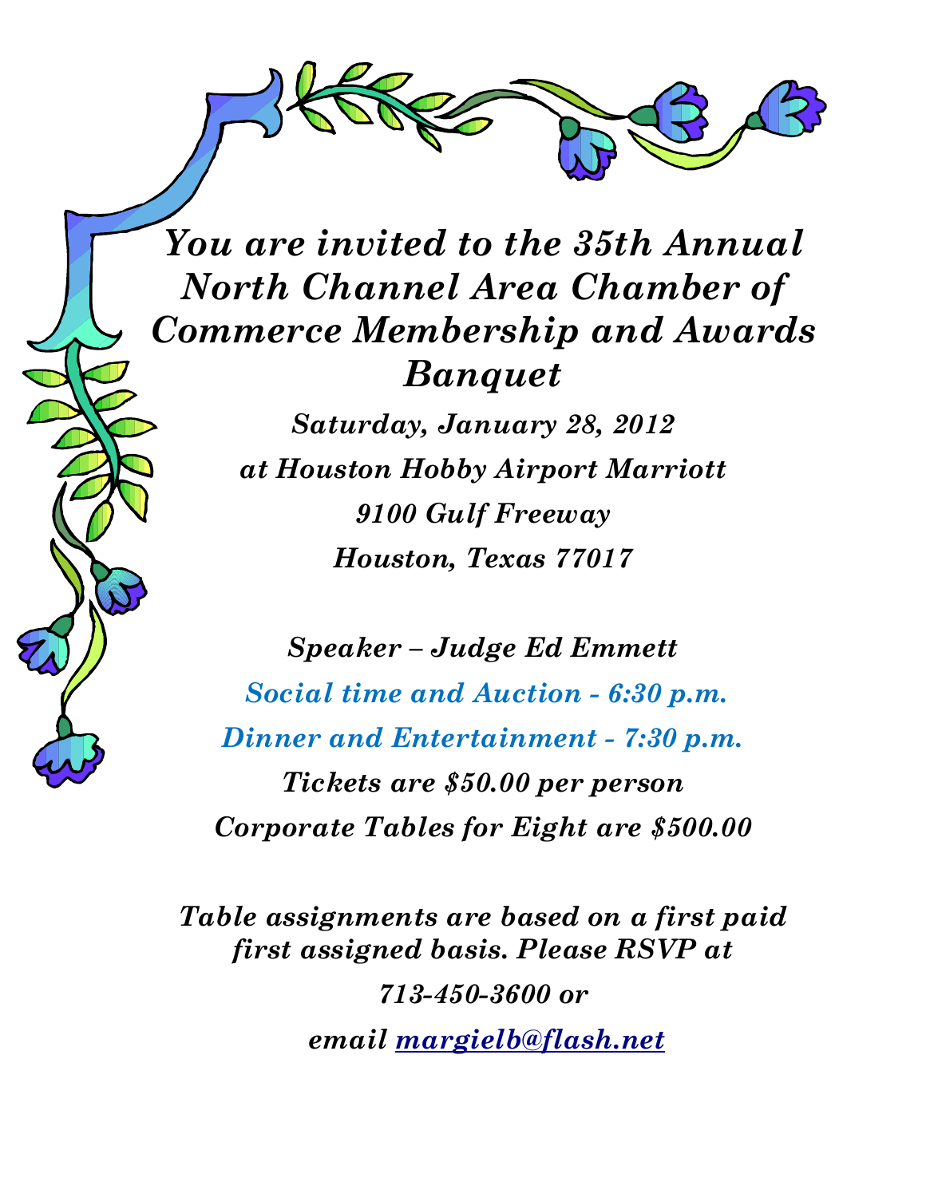# *You are invited to the 35th Annual North Channel Area Chamber of Commerce Membership and Awards Banquet*

***Saturday, January 28, 2012***

***at Houston Hobby Airport Marriott***

***9100 Gulf Freeway***

***Houston, Texas 77017***

***Speaker – Judge Ed Emmett***

***Social time and Auction - 6:30 p.m.***

***Dinner and Entertainment - 7:30 p.m.***

***Tickets are $50.00 per person***

***Corporate Tables for Eight are $500.00***

***Table assignments are based on a first paid first assigned basis. Please RSVP at***

***713-450-3600 or***

***email margielb@flash.net***